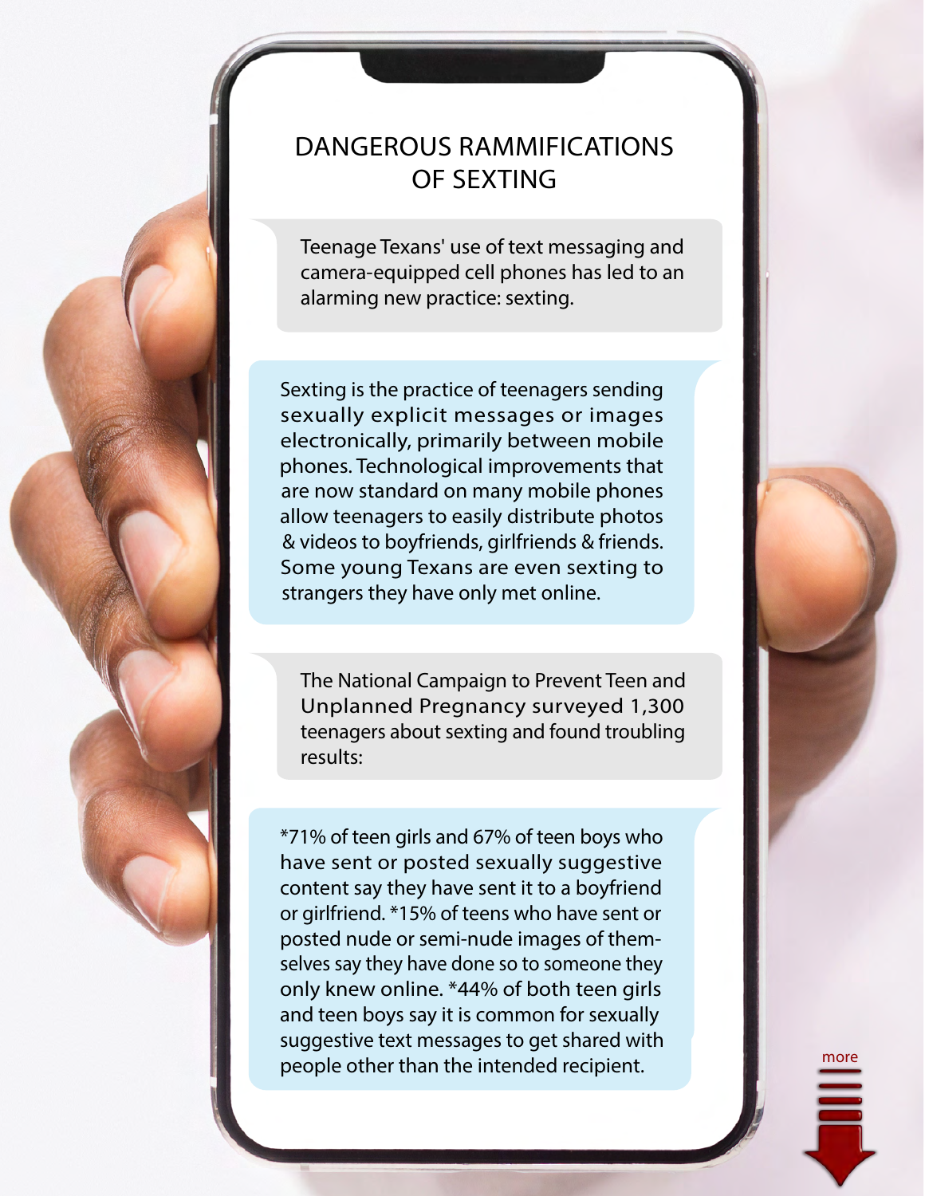# DANGEROUS RAMMIFICATIONS OF SEXTING

Teenage Texans' use of text messaging and camera-equipped cell phones has led to an alarming new practice: sexting.

Sexting is the practice of teenagers sending sexually explicit messages or images electronically, primarily between mobile phones. Technological improvements that are now standard on many mobile phones allow teenagers to easily distribute photos & videos to boyfriends, girlfriends & friends. Some young Texans are even sexting to strangers they have only met online.

The National Campaign to Prevent Teen and Unplanned Pregnancy surveyed 1,300 teenagers about sexting and found troubling results:

*71% of teen girls and 67% of teen boys who have sent or posted sexually suggestive content say they have sent it to a boyfriend or girlfriend. *15% of teens who have sent or posted nude or semi-nude images of themselves say they have done so to someone they only knew online. *44% of both teen girls and teen boys say it is common for sexually suggestive text messages to get shared with people other than the intended recipient.

more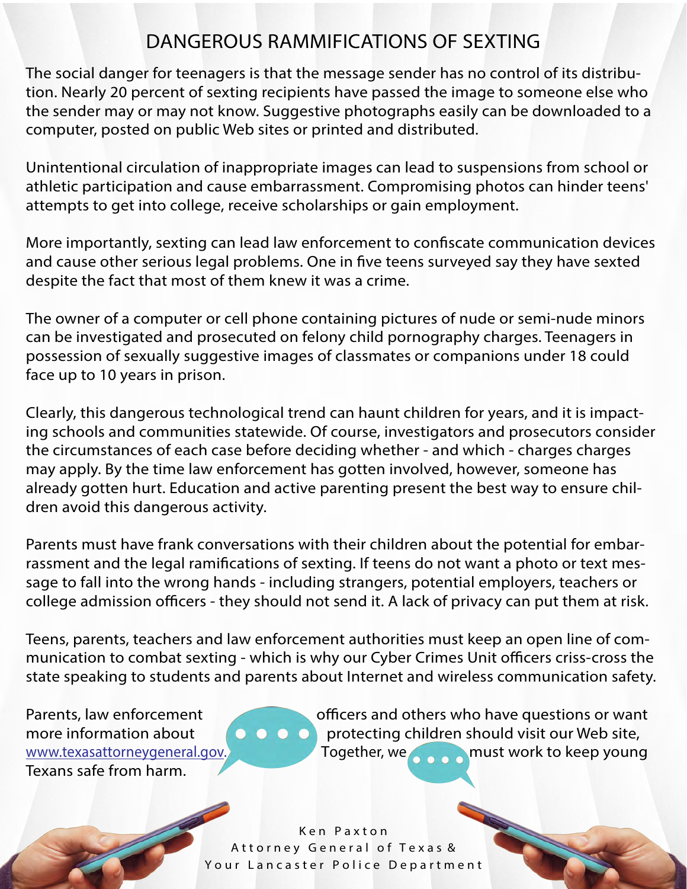# DANGEROUS RAMMIFICATIONS OF SEXTING

The social danger for teenagers is that the message sender has no control of its distribution. Nearly 20 percent of sexting recipients have passed the image to someone else who the sender may or may not know. Suggestive photographs easily can be downloaded to a computer, posted on public Web sites or printed and distributed.

Unintentional circulation of inappropriate images can lead to suspensions from school or athletic participation and cause embarrassment. Compromising photos can hinder teens' attempts to get into college, receive scholarships or gain employment.

More importantly, sexting can lead law enforcement to confiscate communication devices and cause other serious legal problems. One in five teens surveyed say they have sexted despite the fact that most of them knew it was a crime.

The owner of a computer or cell phone containing pictures of nude or semi-nude minors can be investigated and prosecuted on felony child pornography charges. Teenagers in possession of sexually suggestive images of classmates or companions under 18 could face up to 10 years in prison.

Clearly, this dangerous technological trend can haunt children for years, and it is impacting schools and communities statewide. Of course, investigators and prosecutors consider the circumstances of each case before deciding whether - and which - charges charges may apply. By the time law enforcement has gotten involved, however, someone has already gotten hurt. Education and active parenting present the best way to ensure children avoid this dangerous activity.

Parents must have frank conversations with their children about the potential for embarrassment and the legal ramifications of sexting. If teens do not want a photo or text message to fall into the wrong hands - including strangers, potential employers, teachers or college admission officers - they should not send it. A lack of privacy can put them at risk.

Teens, parents, teachers and law enforcement authorities must keep an open line of communication to combat sexting - which is why our Cyber Crimes Unit officers criss-cross the state speaking to students and parents about Internet and wireless communication safety.

Parents, law enforcement officers and others who have questions or want more information about protecting children should visit our Web site, www.texasattorneygeneral.gov. Together, we must work to keep young Texans safe from harm.

Ken Paxton
Attorney General of Texas &
Your Lancaster Police Department